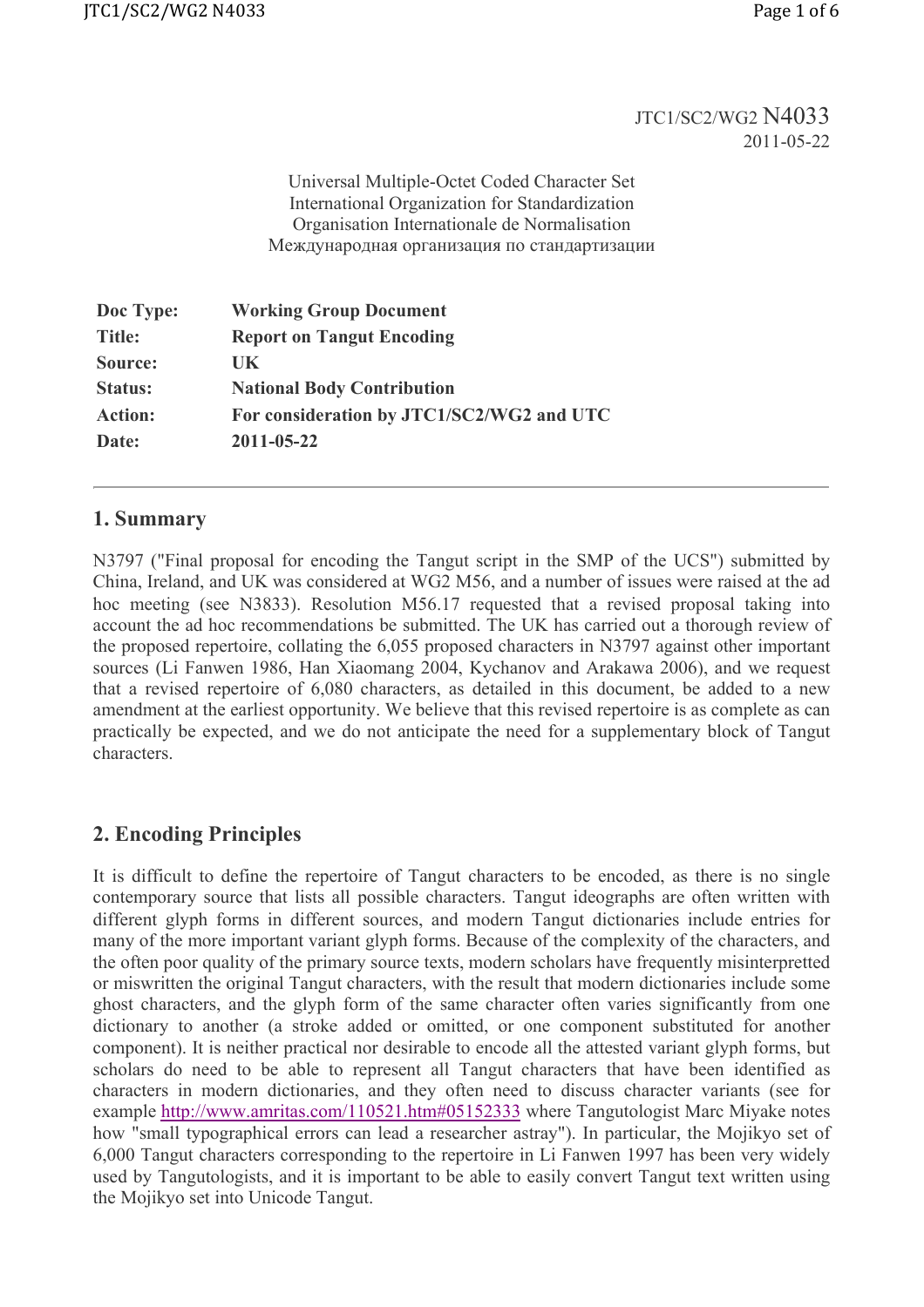JTC1/SC2/WG2 N4033
2011-05-22

Universal Multiple-Octet Coded Character Set
International Organization for Standardization
Organisation Internationale de Normalisation
Международная организация по стандартизации

| | |
|---|---|
| **Doc Type:** | **Working Group Document** |
| **Title:** | **Report on Tangut Encoding** |
| **Source:** | **UK** |
| **Status:** | **National Body Contribution** |
| **Action:** | **For consideration by JTC1/SC2/WG2 and UTC** |
| **Date:** | **2011-05-22** |

## 1. Summary

N3797 ("Final proposal for encoding the Tangut script in the SMP of the UCS") submitted by China, Ireland, and UK was considered at WG2 M56, and a number of issues were raised at the ad hoc meeting (see N3833). Resolution M56.17 requested that a revised proposal taking into account the ad hoc recommendations be submitted. The UK has carried out a thorough review of the proposed repertoire, collating the 6,055 proposed characters in N3797 against other important sources (Li Fanwen 1986, Han Xiaomang 2004, Kychanov and Arakawa 2006), and we request that a revised repertoire of 6,080 characters, as detailed in this document, be added to a new amendment at the earliest opportunity. We believe that this revised repertoire is as complete as can practically be expected, and we do not anticipate the need for a supplementary block of Tangut characters.

## 2. Encoding Principles

It is difficult to define the repertoire of Tangut characters to be encoded, as there is no single contemporary source that lists all possible characters. Tangut ideographs are often written with different glyph forms in different sources, and modern Tangut dictionaries include entries for many of the more important variant glyph forms. Because of the complexity of the characters, and the often poor quality of the primary source texts, modern scholars have frequently misinterpretted or miswritten the original Tangut characters, with the result that modern dictionaries include some ghost characters, and the glyph form of the same character often varies significantly from one dictionary to another (a stroke added or omitted, or one component substituted for another component). It is neither practical nor desirable to encode all the attested variant glyph forms, but scholars do need to be able to represent all Tangut characters that have been identified as characters in modern dictionaries, and they often need to discuss character variants (see for example http://www.amritas.com/110521.htm#05152333 where Tangutologist Marc Miyake notes how "small typographical errors can lead a researcher astray"). In particular, the Mojikyo set of 6,000 Tangut characters corresponding to the repertoire in Li Fanwen 1997 has been very widely used by Tangutologists, and it is important to be able to easily convert Tangut text written using the Mojikyo set into Unicode Tangut.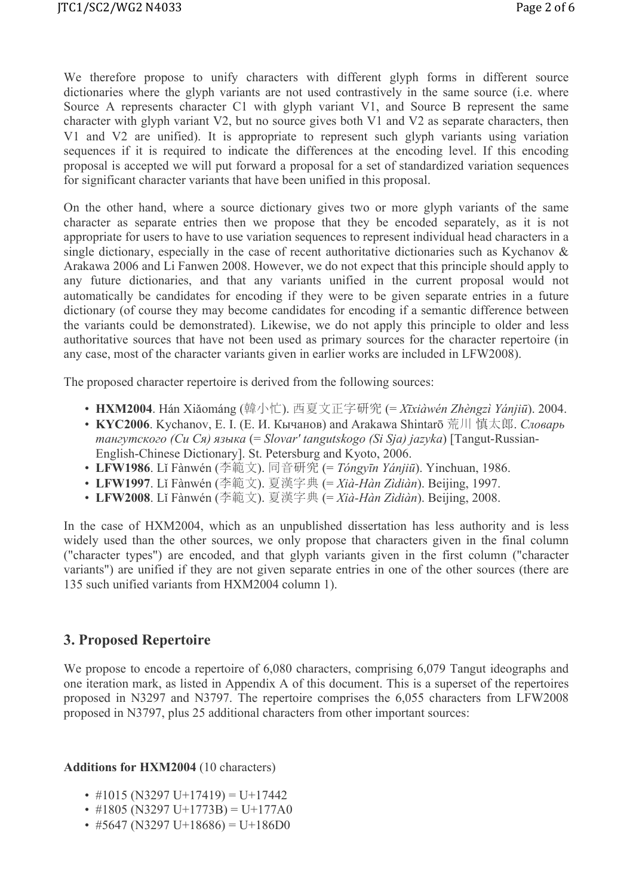We therefore propose to unify characters with different glyph forms in different source dictionaries where the glyph variants are not used contrastively in the same source (i.e. where Source A represents character C1 with glyph variant V1, and Source B represent the same character with glyph variant V2, but no source gives both V1 and V2 as separate characters, then V1 and V2 are unified). It is appropriate to represent such glyph variants using variation sequences if it is required to indicate the differences at the encoding level. If this encoding proposal is accepted we will put forward a proposal for a set of standardized variation sequences for significant character variants that have been unified in this proposal.

On the other hand, where a source dictionary gives two or more glyph variants of the same character as separate entries then we propose that they be encoded separately, as it is not appropriate for users to have to use variation sequences to represent individual head characters in a single dictionary, especially in the case of recent authoritative dictionaries such as Kychanov & Arakawa 2006 and Li Fanwen 2008. However, we do not expect that this principle should apply to any future dictionaries, and that any variants unified in the current proposal would not automatically be candidates for encoding if they were to be given separate entries in a future dictionary (of course they may become candidates for encoding if a semantic difference between the variants could be demonstrated). Likewise, we do not apply this principle to older and less authoritative sources that have not been used as primary sources for the character repertoire (in any case, most of the character variants given in earlier works are included in LFW2008).

The proposed character repertoire is derived from the following sources:

- **HXM2004**. Hán Xiǎománg (韓小忙). 西夏文正字研究 (= *Xīxiàwén Zhèngzì Yánjiū*). 2004.
- **KYC2006**. Kychanov, E. I. (Е. И. Кычанов) and Arakawa Shintarō 荒川 慎太郎. *Словарь тангутского (Си Ся) языка* (= *Slovar' tangutskogo (Si Sja) jazyka*) [Tangut-Russian-English-Chinese Dictionary]. St. Petersburg and Kyoto, 2006.
- **LFW1986**. Lǐ Fànwén (李範文). 同音研究 (= *Tóngyīn Yánjiū*). Yinchuan, 1986.
- **LFW1997**. Lǐ Fànwén (李範文). 夏漢字典 (= *Xià-Hàn Zìdiàn*). Beijing, 1997.
- **LFW2008**. Lǐ Fànwén (李範文). 夏漢字典 (= *Xià-Hàn Zìdiàn*). Beijing, 2008.

In the case of HXM2004, which as an unpublished dissertation has less authority and is less widely used than the other sources, we only propose that characters given in the final column ("character types") are encoded, and that glyph variants given in the first column ("character variants") are unified if they are not given separate entries in one of the other sources (there are 135 such unified variants from HXM2004 column 1).

## 3. Proposed Repertoire

We propose to encode a repertoire of 6,080 characters, comprising 6,079 Tangut ideographs and one iteration mark, as listed in Appendix A of this document. This is a superset of the repertoires proposed in N3297 and N3797. The repertoire comprises the 6,055 characters from LFW2008 proposed in N3797, plus 25 additional characters from other important sources:

**Additions for HXM2004** (10 characters)

- #1015 (N3297 U+17419) = U+17442
- #1805 (N3297 U+1773B) = U+177A0
- #5647 (N3297 U+18686) = U+186D0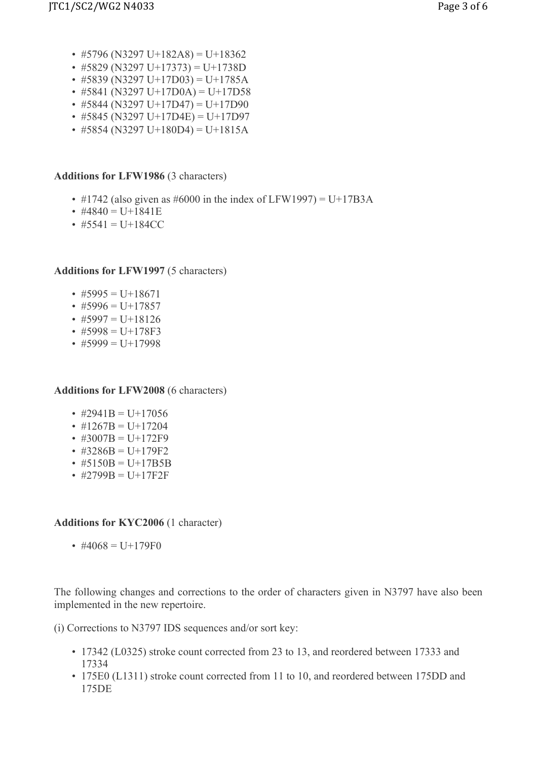- #5796 (N3297 U+182A8) = U+18362
- #5829 (N3297 U+17373) = U+1738D
- #5839 (N3297 U+17D03) = U+1785A
- #5841 (N3297 U+17D0A) = U+17D58
- #5844 (N3297 U+17D47) = U+17D90
- #5845 (N3297 U+17D4E) = U+17D97
- #5854 (N3297 U+180D4) = U+1815A

**Additions for LFW1986** (3 characters)

- #1742 (also given as #6000 in the index of LFW1997) = U+17B3A
- #4840 = U+1841E
- #5541 = U+184CC

**Additions for LFW1997** (5 characters)

- #5995 = U+18671
- #5996 = U+17857
- #5997 = U+18126
- #5998 = U+178F3
- #5999 = U+17998

**Additions for LFW2008** (6 characters)

- #2941B = U+17056
- #1267B = U+17204
- #3007B = U+172F9
- #3286B = U+179F2
- #5150B = U+17B5B
- #2799B = U+17F2F

**Additions for KYC2006** (1 character)

- #4068 = U+179F0

The following changes and corrections to the order of characters given in N3797 have also been implemented in the new repertoire.

(i) Corrections to N3797 IDS sequences and/or sort key:

- 17342 (L0325) stroke count corrected from 23 to 13, and reordered between 17333 and 17334
- 175E0 (L1311) stroke count corrected from 11 to 10, and reordered between 175DD and 175DE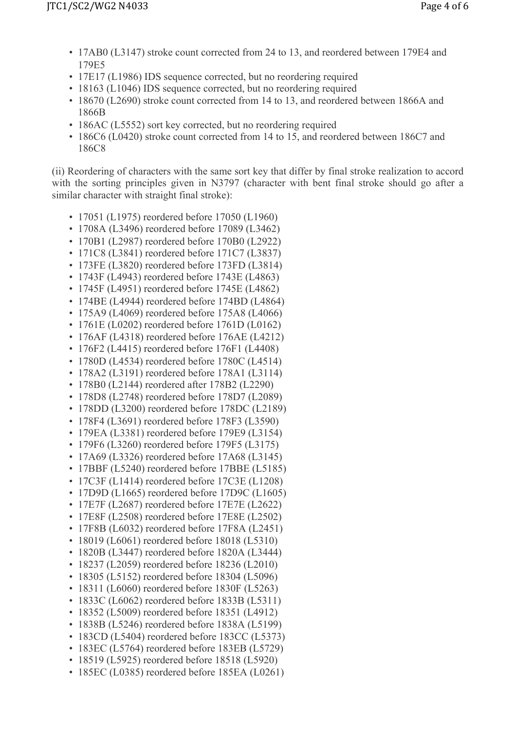- 17AB0 (L3147) stroke count corrected from 24 to 13, and reordered between 179E4 and 179E5
- 17E17 (L1986) IDS sequence corrected, but no reordering required
- 18163 (L1046) IDS sequence corrected, but no reordering required
- 18670 (L2690) stroke count corrected from 14 to 13, and reordered between 1866A and 1866B
- 186AC (L5552) sort key corrected, but no reordering required
- 186C6 (L0420) stroke count corrected from 14 to 15, and reordered between 186C7 and 186C8

(ii) Reordering of characters with the same sort key that differ by final stroke realization to accord with the sorting principles given in N3797 (character with bent final stroke should go after a similar character with straight final stroke):

- 17051 (L1975) reordered before 17050 (L1960)
- 1708A (L3496) reordered before 17089 (L3462)
- 170B1 (L2987) reordered before 170B0 (L2922)
- 171C8 (L3841) reordered before 171C7 (L3837)
- 173FE (L3820) reordered before 173FD (L3814)
- 1743F (L4943) reordered before 1743E (L4863)
- 1745F (L4951) reordered before 1745E (L4862)
- 174BE (L4944) reordered before 174BD (L4864)
- 175A9 (L4069) reordered before 175A8 (L4066)
- 1761E (L0202) reordered before 1761D (L0162)
- 176AF (L4318) reordered before 176AE (L4212)
- 176F2 (L4415) reordered before 176F1 (L4408)
- 1780D (L4534) reordered before 1780C (L4514)
- 178A2 (L3191) reordered before 178A1 (L3114)
- 178B0 (L2144) reordered after 178B2 (L2290)
- 178D8 (L2748) reordered before 178D7 (L2089)
- 178DD (L3200) reordered before 178DC (L2189)
- 178F4 (L3691) reordered before 178F3 (L3590)
- 179EA (L3381) reordered before 179E9 (L3154)
- 179F6 (L3260) reordered before 179F5 (L3175)
- 17A69 (L3326) reordered before 17A68 (L3145)
- 17BBF (L5240) reordered before 17BBE (L5185)
- 17C3F (L1414) reordered before 17C3E (L1208)
- 17D9D (L1665) reordered before 17D9C (L1605)
- 17E7F (L2687) reordered before 17E7E (L2622)
- 17E8F (L2508) reordered before 17E8E (L2502)
- 17F8B (L6032) reordered before 17F8A (L2451)
- 18019 (L6061) reordered before 18018 (L5310)
- 1820B (L3447) reordered before 1820A (L3444)
- 18237 (L2059) reordered before 18236 (L2010)
- 18305 (L5152) reordered before 18304 (L5096)
- 18311 (L6060) reordered before 1830F (L5263)
- 1833C (L6062) reordered before 1833B (L5311)
- 18352 (L5009) reordered before 18351 (L4912)
- 1838B (L5246) reordered before 1838A (L5199)
- 183CD (L5404) reordered before 183CC (L5373)
- 183EC (L5764) reordered before 183EB (L5729)
- 18519 (L5925) reordered before 18518 (L5920)
- 185EC (L0385) reordered before 185EA (L0261)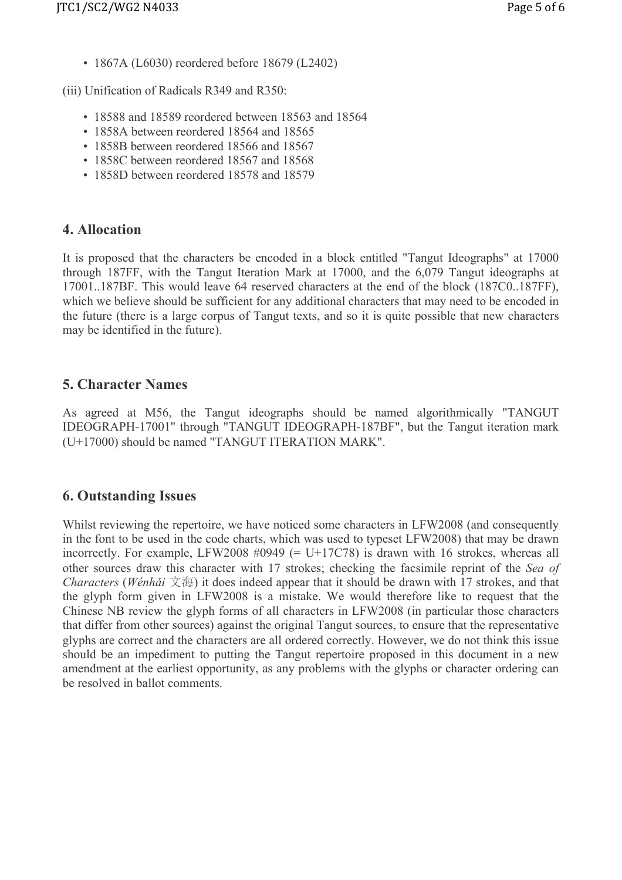- 1867A (L6030) reordered before 18679 (L2402)

(iii) Unification of Radicals R349 and R350:

- 18588 and 18589 reordered between 18563 and 18564
- 1858A between reordered 18564 and 18565
- 1858B between reordered 18566 and 18567
- 1858C between reordered 18567 and 18568
- 1858D between reordered 18578 and 18579

## 4. Allocation

It is proposed that the characters be encoded in a block entitled "Tangut Ideographs" at 17000 through 187FF, with the Tangut Iteration Mark at 17000, and the 6,079 Tangut ideographs at 17001..187BF. This would leave 64 reserved characters at the end of the block (187C0..187FF), which we believe should be sufficient for any additional characters that may need to be encoded in the future (there is a large corpus of Tangut texts, and so it is quite possible that new characters may be identified in the future).

## 5. Character Names

As agreed at M56, the Tangut ideographs should be named algorithmically "TANGUT IDEOGRAPH-17001" through "TANGUT IDEOGRAPH-187BF", but the Tangut iteration mark (U+17000) should be named "TANGUT ITERATION MARK".

## 6. Outstanding Issues

Whilst reviewing the repertoire, we have noticed some characters in LFW2008 (and consequently in the font to be used in the code charts, which was used to typeset LFW2008) that may be drawn incorrectly. For example, LFW2008 #0949 (= U+17C78) is drawn with 16 strokes, whereas all other sources draw this character with 17 strokes; checking the facsimile reprint of the *Sea of Characters* (*Wénhǎi* 文海) it does indeed appear that it should be drawn with 17 strokes, and that the glyph form given in LFW2008 is a mistake. We would therefore like to request that the Chinese NB review the glyph forms of all characters in LFW2008 (in particular those characters that differ from other sources) against the original Tangut sources, to ensure that the representative glyphs are correct and the characters are all ordered correctly. However, we do not think this issue should be an impediment to putting the Tangut repertoire proposed in this document in a new amendment at the earliest opportunity, as any problems with the glyphs or character ordering can be resolved in ballot comments.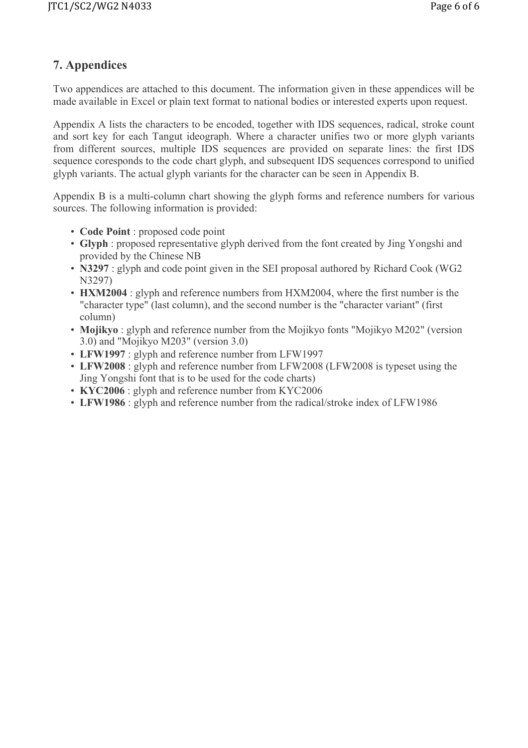## 7. Appendices

Two appendices are attached to this document. The information given in these appendices will be made available in Excel or plain text format to national bodies or interested experts upon request.

Appendix A lists the characters to be encoded, together with IDS sequences, radical, stroke count and sort key for each Tangut ideograph. Where a character unifies two or more glyph variants from different sources, multiple IDS sequences are provided on separate lines: the first IDS sequence coresponds to the code chart glyph, and subsequent IDS sequences correspond to unified glyph variants. The actual glyph variants for the character can be seen in Appendix B.

Appendix B is a multi-column chart showing the glyph forms and reference numbers for various sources. The following information is provided:

- **Code Point** : proposed code point
- **Glyph** : proposed representative glyph derived from the font created by Jing Yongshi and provided by the Chinese NB
- **N3297** : glyph and code point given in the SEI proposal authored by Richard Cook (WG2 N3297)
- **HXM2004** : glyph and reference numbers from HXM2004, where the first number is the "character type" (last column), and the second number is the "character variant" (first column)
- **Mojikyo** : glyph and reference number from the Mojikyo fonts "Mojikyo M202" (version 3.0) and "Mojikyo M203" (version 3.0)
- **LFW1997** : glyph and reference number from LFW1997
- **LFW2008** : glyph and reference number from LFW2008 (LFW2008 is typeset using the Jing Yongshi font that is to be used for the code charts)
- **KYC2006** : glyph and reference number from KYC2006
- **LFW1986** : glyph and reference number from the radical/stroke index of LFW1986